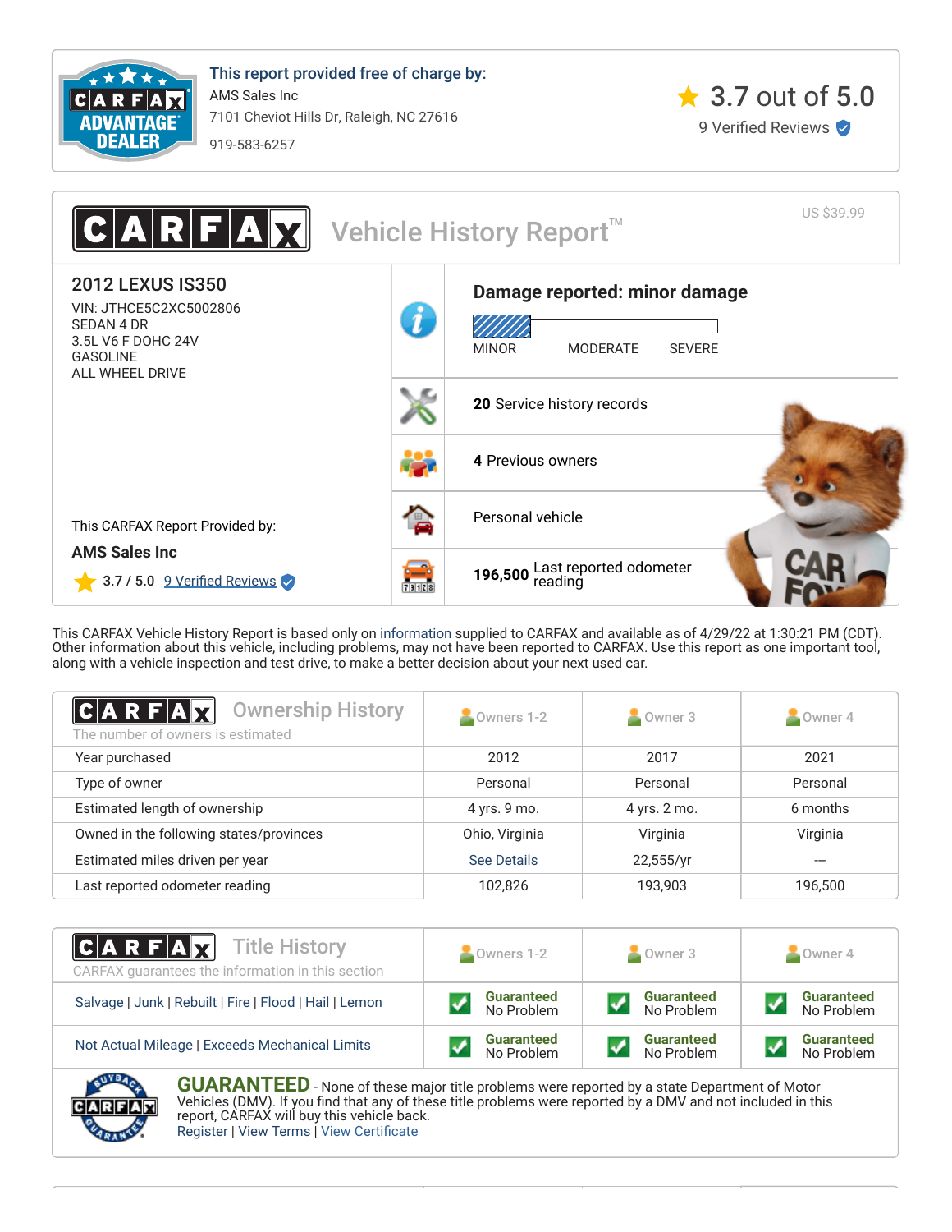**This report provided free of charge by:**

AMS Sales Inc
7101 Cheviot Hills Dr, Raleigh, NC 27616
919-583-6257

3.7 out of 5.0
9 Verified Reviews

# CARFAX Vehicle History Report™

US $39.99

## 2012 LEXUS IS350

VIN: JTHCE5C2XC5002806
SEDAN 4 DR
3.5L V6 F DOHC 24V
GASOLINE
ALL WHEEL DRIVE

This CARFAX Report Provided by:

**AMS Sales Inc**

3.7 / 5.0 9 Verified Reviews

**Damage reported: minor damage**

MINOR MODERATE SEVERE

**20** Service history records

**4** Previous owners

Personal vehicle

**196,500** Last reported odometer reading

This CARFAX Vehicle History Report is based only on information supplied to CARFAX and available as of 4/29/22 at 1:30:21 PM (CDT). Other information about this vehicle, including problems, may not have been reported to CARFAX. Use this report as one important tool, along with a vehicle inspection and test drive, to make a better decision about your next used car.

## Ownership History

The number of owners is estimated

| | Owners 1-2 | Owner 3 | Owner 4 |
|---|---|---|---|
| Year purchased | 2012 | 2017 | 2021 |
| Type of owner | Personal | Personal | Personal |
| Estimated length of ownership | 4 yrs. 9 mo. | 4 yrs. 2 mo. | 6 months |
| Owned in the following states/provinces | Ohio, Virginia | Virginia | Virginia |
| Estimated miles driven per year | See Details | 22,555/yr | --- |
| Last reported odometer reading | 102,826 | 193,903 | 196,500 |

## Title History

CARFAX guarantees the information in this section

| | Owners 1-2 | Owner 3 | Owner 4 |
|---|---|---|---|
| Salvage \| Junk \| Rebuilt \| Fire \| Flood \| Hail \| Lemon | Guaranteed No Problem | Guaranteed No Problem | Guaranteed No Problem |
| Not Actual Mileage \| Exceeds Mechanical Limits | Guaranteed No Problem | Guaranteed No Problem | Guaranteed No Problem |

**GUARANTEED** - None of these major title problems were reported by a state Department of Motor Vehicles (DMV). If you find that any of these title problems were reported by a DMV and not included in this report, CARFAX will buy this vehicle back.
Register | View Terms | View Certificate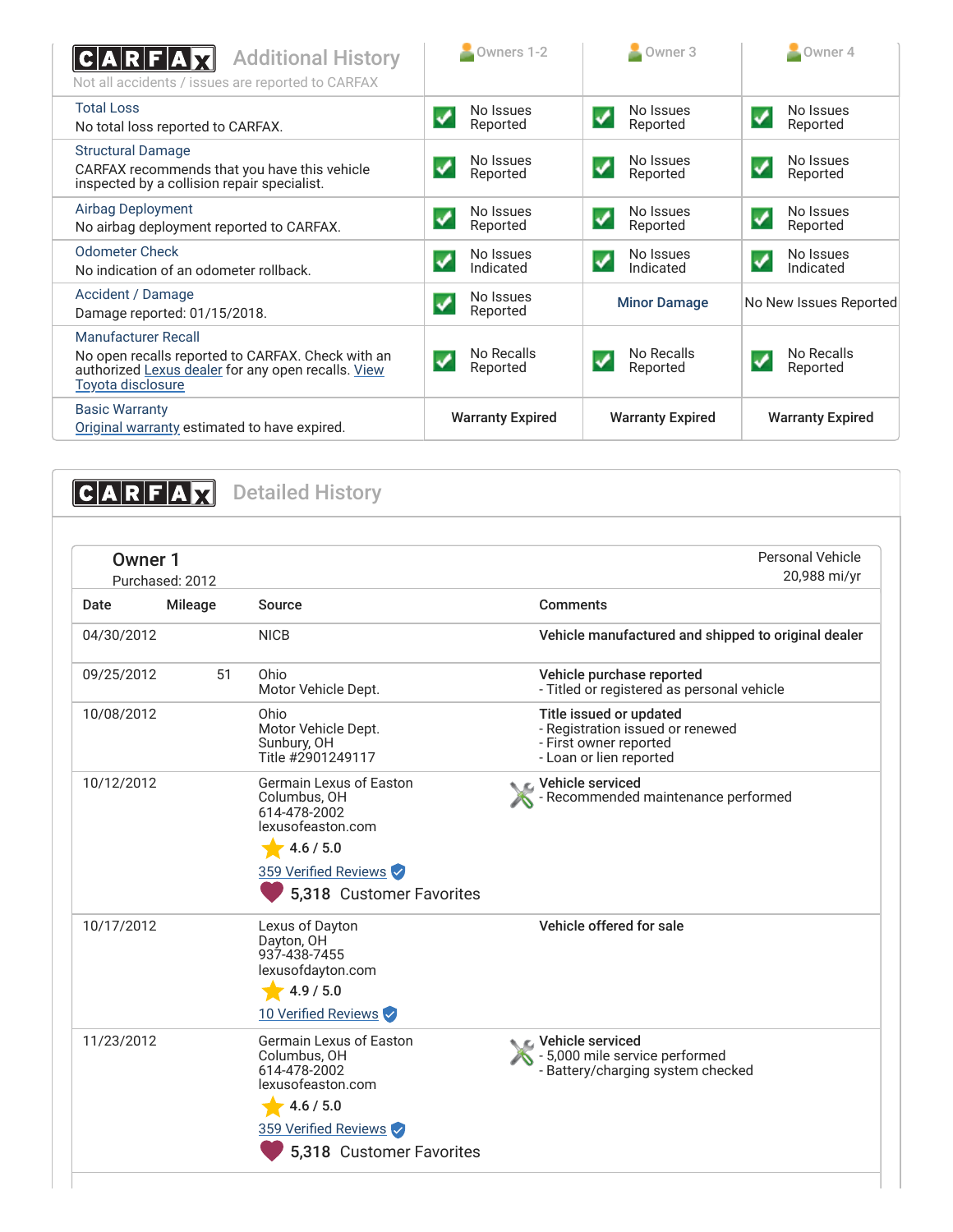## CARFAX Additional History

Not all accidents / issues are reported to CARFAX

| | Owners 1-2 | Owner 3 | Owner 4 |
|---|---|---|---|
| **Total Loss**<br>No total loss reported to CARFAX. | No Issues Reported | No Issues Reported | No Issues Reported |
| **Structural Damage**<br>CARFAX recommends that you have this vehicle inspected by a collision repair specialist. | No Issues Reported | No Issues Reported | No Issues Reported |
| **Airbag Deployment**<br>No airbag deployment reported to CARFAX. | No Issues Reported | No Issues Reported | No Issues Reported |
| **Odometer Check**<br>No indication of an odometer rollback. | No Issues Indicated | No Issues Indicated | No Issues Indicated |
| **Accident / Damage**<br>Damage reported: 01/15/2018. | No Issues Reported | Minor Damage | No New Issues Reported |
| **Manufacturer Recall**<br>No open recalls reported to CARFAX. Check with an authorized Lexus dealer for any open recalls. View Toyota disclosure | No Recalls Reported | No Recalls Reported | No Recalls Reported |
| **Basic Warranty**<br>Original warranty estimated to have expired. | Warranty Expired | Warranty Expired | Warranty Expired |

## CARFAX Detailed History

### Owner 1

Purchased: 2012

Personal Vehicle
20,988 mi/yr

| Date | Mileage | Source | Comments |
|---|---|---|---|
| 04/30/2012 | | NICB | **Vehicle manufactured and shipped to original dealer** |
| 09/25/2012 | 51 | Ohio<br>Motor Vehicle Dept. | **Vehicle purchase reported**<br>- Titled or registered as personal vehicle |
| 10/08/2012 | | Ohio<br>Motor Vehicle Dept.<br>Sunbury, OH<br>Title #2901249117 | **Title issued or updated**<br>- Registration issued or renewed<br>- First owner reported<br>- Loan or lien reported |
| 10/12/2012 | | Germain Lexus of Easton<br>Columbus, OH<br>614-478-2002<br>lexusofeaston.com<br>4.6 / 5.0<br>359 Verified Reviews<br>5,318 Customer Favorites | **Vehicle serviced**<br>- Recommended maintenance performed |
| 10/17/2012 | | Lexus of Dayton<br>Dayton, OH<br>937-438-7455<br>lexusofdayton.com<br>4.9 / 5.0<br>10 Verified Reviews | **Vehicle offered for sale** |
| 11/23/2012 | | Germain Lexus of Easton<br>Columbus, OH<br>614-478-2002<br>lexusofeaston.com<br>4.6 / 5.0<br>359 Verified Reviews<br>5,318 Customer Favorites | **Vehicle serviced**<br>- 5,000 mile service performed<br>- Battery/charging system checked |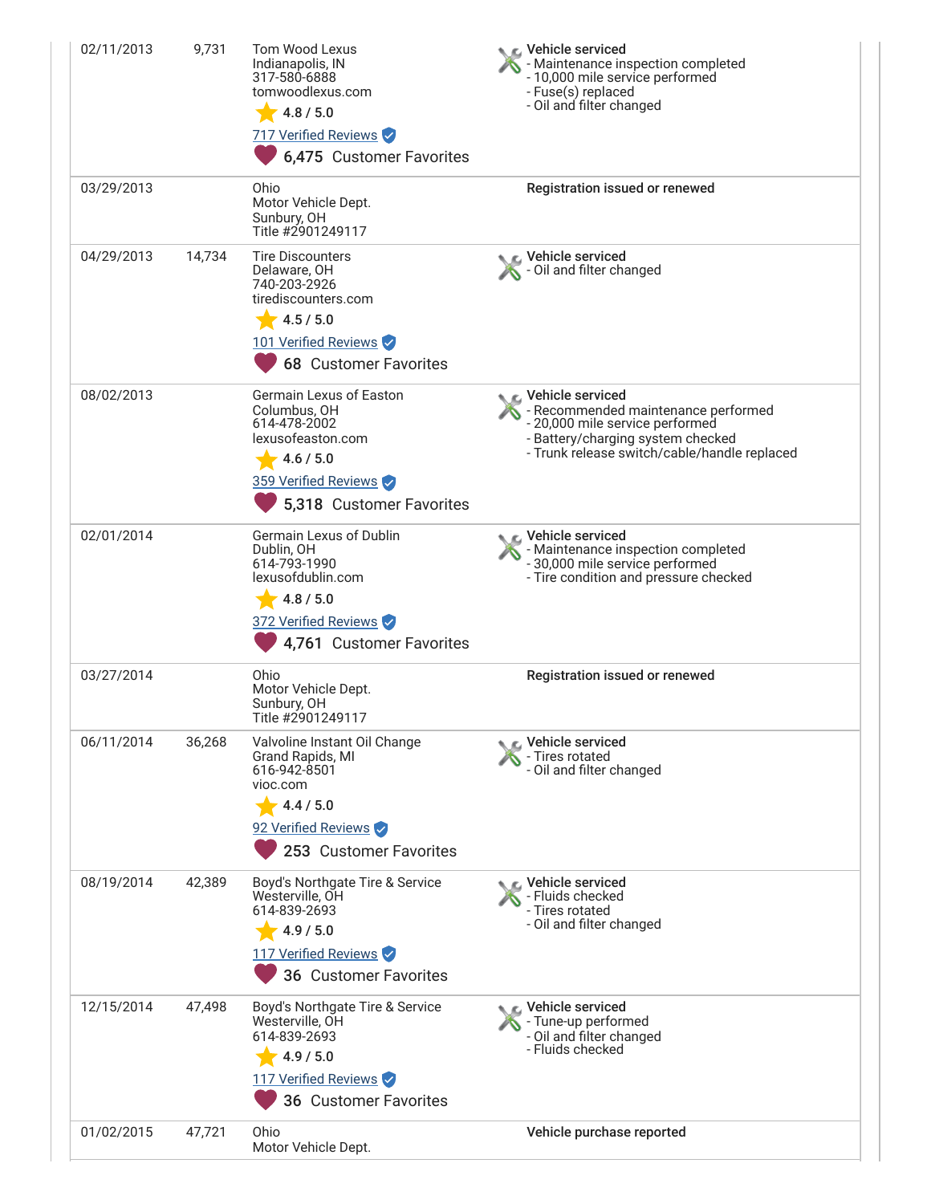| Date | Mileage | Source | Comments |
|---|---|---|---|
| 02/11/2013 | 9,731 | Tom Wood Lexus<br>Indianapolis, IN<br>317-580-6888<br>tomwoodlexus.com<br>4.8 / 5.0<br>717 Verified Reviews<br>6,475 Customer Favorites | **Vehicle serviced**<br>- Maintenance inspection completed<br>- 10,000 mile service performed<br>- Fuse(s) replaced<br>- Oil and filter changed |
| 03/29/2013 | | Ohio<br>Motor Vehicle Dept.<br>Sunbury, OH<br>Title #2901249117 | **Registration issued or renewed** |
| 04/29/2013 | 14,734 | Tire Discounters<br>Delaware, OH<br>740-203-2926<br>tirediscounters.com<br>4.5 / 5.0<br>101 Verified Reviews<br>68 Customer Favorites | **Vehicle serviced**<br>- Oil and filter changed |
| 08/02/2013 | | Germain Lexus of Easton<br>Columbus, OH<br>614-478-2002<br>lexusofeaston.com<br>4.6 / 5.0<br>359 Verified Reviews<br>5,318 Customer Favorites | **Vehicle serviced**<br>- Recommended maintenance performed<br>- 20,000 mile service performed<br>- Battery/charging system checked<br>- Trunk release switch/cable/handle replaced |
| 02/01/2014 | | Germain Lexus of Dublin<br>Dublin, OH<br>614-793-1990<br>lexusofdublin.com<br>4.8 / 5.0<br>372 Verified Reviews<br>4,761 Customer Favorites | **Vehicle serviced**<br>- Maintenance inspection completed<br>- 30,000 mile service performed<br>- Tire condition and pressure checked |
| 03/27/2014 | | Ohio<br>Motor Vehicle Dept.<br>Sunbury, OH<br>Title #2901249117 | **Registration issued or renewed** |
| 06/11/2014 | 36,268 | Valvoline Instant Oil Change<br>Grand Rapids, MI<br>616-942-8501<br>vioc.com<br>4.4 / 5.0<br>92 Verified Reviews<br>253 Customer Favorites | **Vehicle serviced**<br>- Tires rotated<br>- Oil and filter changed |
| 08/19/2014 | 42,389 | Boyd's Northgate Tire & Service<br>Westerville, OH<br>614-839-2693<br>4.9 / 5.0<br>117 Verified Reviews<br>36 Customer Favorites | **Vehicle serviced**<br>- Fluids checked<br>- Tires rotated<br>- Oil and filter changed |
| 12/15/2014 | 47,498 | Boyd's Northgate Tire & Service<br>Westerville, OH<br>614-839-2693<br>4.9 / 5.0<br>117 Verified Reviews<br>36 Customer Favorites | **Vehicle serviced**<br>- Tune-up performed<br>- Oil and filter changed<br>- Fluids checked |
| 01/02/2015 | 47,721 | Ohio<br>Motor Vehicle Dept. | **Vehicle purchase reported** |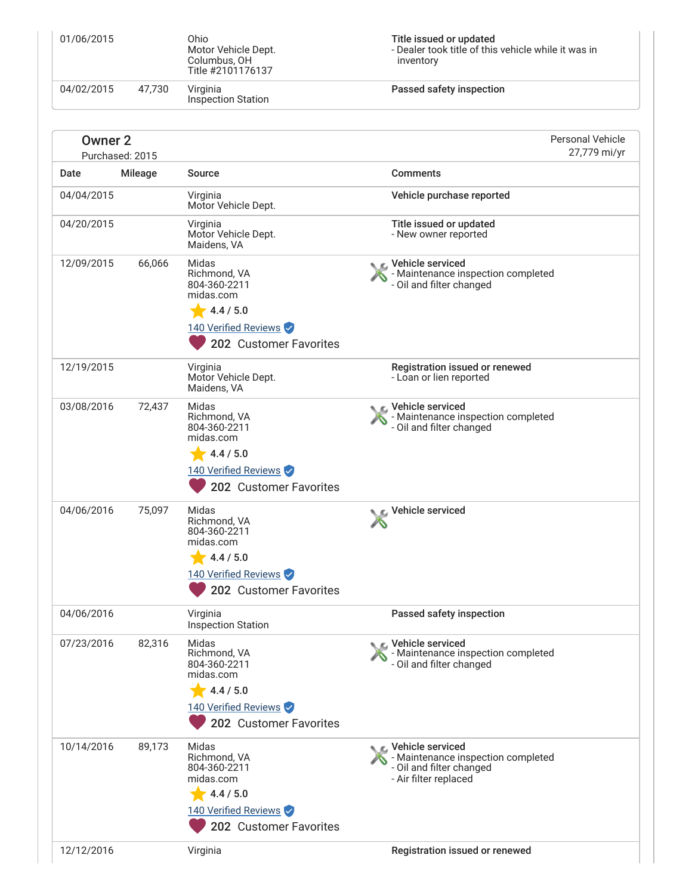| Date | Mileage | Source | Comments |
|---|---|---|---|
| 01/06/2015 | | Ohio<br>Motor Vehicle Dept.<br>Columbus, OH<br>Title #2101176137 | **Title issued or updated**<br>- Dealer took title of this vehicle while it was in inventory |
| 04/02/2015 | 47,730 | Virginia<br>Inspection Station | **Passed safety inspection** |

## Owner 2

Purchased: 2015

Personal Vehicle
27,779 mi/yr

| Date | Mileage | Source | Comments |
|---|---|---|---|
| 04/04/2015 | | Virginia<br>Motor Vehicle Dept. | **Vehicle purchase reported** |
| 04/20/2015 | | Virginia<br>Motor Vehicle Dept.<br>Maidens, VA | **Title issued or updated**<br>- New owner reported |
| 12/09/2015 | 66,066 | Midas<br>Richmond, VA<br>804-360-2211<br>midas.com<br>4.4 / 5.0<br>140 Verified Reviews<br>202 Customer Favorites | **Vehicle serviced**<br>- Maintenance inspection completed<br>- Oil and filter changed |
| 12/19/2015 | | Virginia<br>Motor Vehicle Dept.<br>Maidens, VA | **Registration issued or renewed**<br>- Loan or lien reported |
| 03/08/2016 | 72,437 | Midas<br>Richmond, VA<br>804-360-2211<br>midas.com<br>4.4 / 5.0<br>140 Verified Reviews<br>202 Customer Favorites | **Vehicle serviced**<br>- Maintenance inspection completed<br>- Oil and filter changed |
| 04/06/2016 | 75,097 | Midas<br>Richmond, VA<br>804-360-2211<br>midas.com<br>4.4 / 5.0<br>140 Verified Reviews<br>202 Customer Favorites | **Vehicle serviced** |
| 04/06/2016 | | Virginia<br>Inspection Station | **Passed safety inspection** |
| 07/23/2016 | 82,316 | Midas<br>Richmond, VA<br>804-360-2211<br>midas.com<br>4.4 / 5.0<br>140 Verified Reviews<br>202 Customer Favorites | **Vehicle serviced**<br>- Maintenance inspection completed<br>- Oil and filter changed |
| 10/14/2016 | 89,173 | Midas<br>Richmond, VA<br>804-360-2211<br>midas.com<br>4.4 / 5.0<br>140 Verified Reviews<br>202 Customer Favorites | **Vehicle serviced**<br>- Maintenance inspection completed<br>- Oil and filter changed<br>- Air filter replaced |
| 12/12/2016 | | Virginia | **Registration issued or renewed** |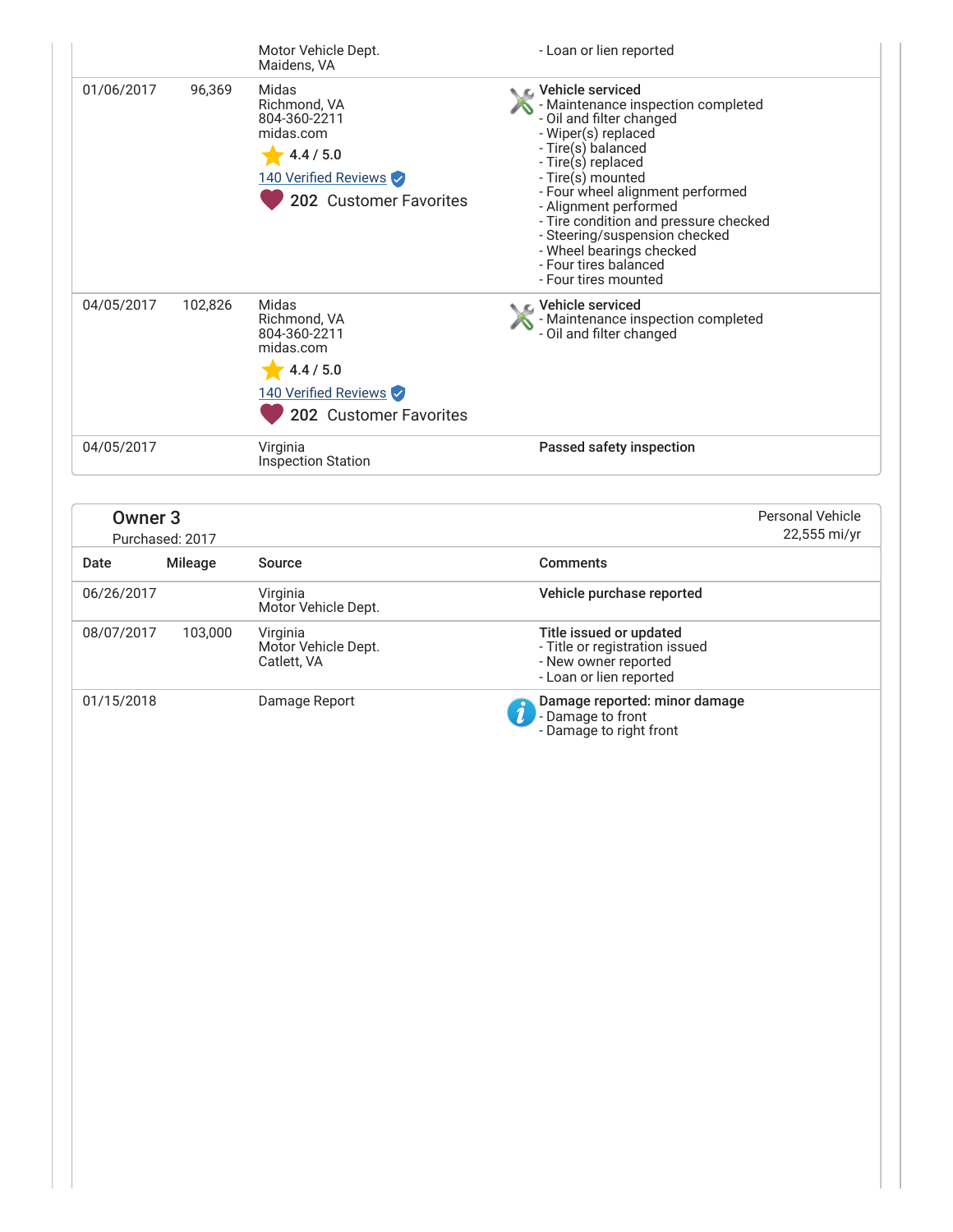| | | Motor Vehicle Dept.<br>Maidens, VA | - Loan or lien reported |
|---|---|---|---|
| 01/06/2017 | 96,369 | Midas<br>Richmond, VA<br>804-360-2211<br>midas.com<br>4.4 / 5.0<br>140 Verified Reviews<br>202 Customer Favorites | **Vehicle serviced**<br>- Maintenance inspection completed<br>- Oil and filter changed<br>- Wiper(s) replaced<br>- Tire(s) balanced<br>- Tire(s) replaced<br>- Tire(s) mounted<br>- Four wheel alignment performed<br>- Alignment performed<br>- Tire condition and pressure checked<br>- Steering/suspension checked<br>- Wheel bearings checked<br>- Four tires balanced<br>- Four tires mounted |
| 04/05/2017 | 102,826 | Midas<br>Richmond, VA<br>804-360-2211<br>midas.com<br>4.4 / 5.0<br>140 Verified Reviews<br>202 Customer Favorites | **Vehicle serviced**<br>- Maintenance inspection completed<br>- Oil and filter changed |
| 04/05/2017 | | Virginia<br>Inspection Station | **Passed safety inspection** |

## Owner 3

Purchased: 2017

Personal Vehicle
22,555 mi/yr

| Date | Mileage | Source | Comments |
|---|---|---|---|
| 06/26/2017 | | Virginia<br>Motor Vehicle Dept. | **Vehicle purchase reported** |
| 08/07/2017 | 103,000 | Virginia<br>Motor Vehicle Dept.<br>Catlett, VA | **Title issued or updated**<br>- Title or registration issued<br>- New owner reported<br>- Loan or lien reported |
| 01/15/2018 | | Damage Report | **Damage reported: minor damage**<br>- Damage to front<br>- Damage to right front |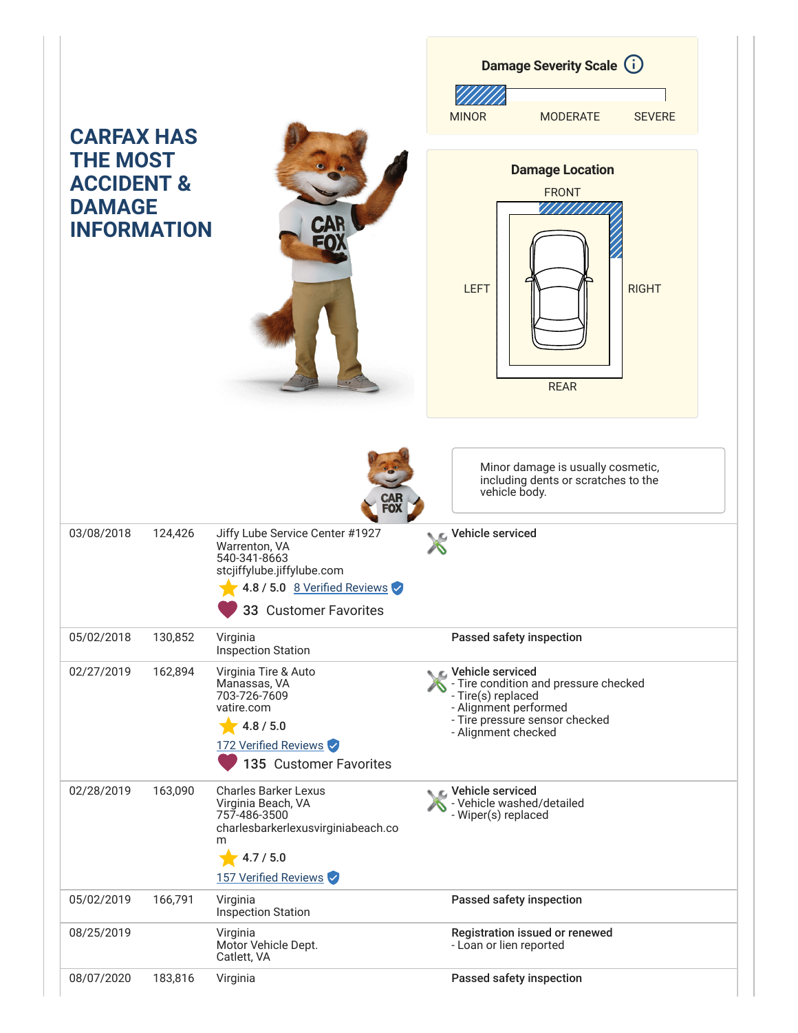## CARFAX HAS THE MOST ACCIDENT & DAMAGE INFORMATION

**Damage Severity Scale**

MINOR MODERATE SEVERE

**Damage Location**

FRONT

LEFT RIGHT

REAR

Minor damage is usually cosmetic, including dents or scratches to the vehicle body.

| Date | Mileage | Source | Comments |
|---|---|---|---|
| 03/08/2018 | 124,426 | Jiffy Lube Service Center #1927<br>Warrenton, VA<br>540-341-8663<br>stcjiffylube.jiffylube.com<br>4.8 / 5.0 8 Verified Reviews<br>33 Customer Favorites | **Vehicle serviced** |
| 05/02/2018 | 130,852 | Virginia<br>Inspection Station | **Passed safety inspection** |
| 02/27/2019 | 162,894 | Virginia Tire & Auto<br>Manassas, VA<br>703-726-7609<br>vatire.com<br>4.8 / 5.0<br>172 Verified Reviews<br>135 Customer Favorites | **Vehicle serviced**<br>- Tire condition and pressure checked<br>- Tire(s) replaced<br>- Alignment performed<br>- Tire pressure sensor checked<br>- Alignment checked |
| 02/28/2019 | 163,090 | Charles Barker Lexus<br>Virginia Beach, VA<br>757-486-3500<br>charlesbarkerlexusvirginiabeach.com<br>4.7 / 5.0<br>157 Verified Reviews | **Vehicle serviced**<br>- Vehicle washed/detailed<br>- Wiper(s) replaced |
| 05/02/2019 | 166,791 | Virginia<br>Inspection Station | **Passed safety inspection** |
| 08/25/2019 | | Virginia<br>Motor Vehicle Dept.<br>Catlett, VA | **Registration issued or renewed**<br>- Loan or lien reported |
| 08/07/2020 | 183,816 | Virginia | **Passed safety inspection** |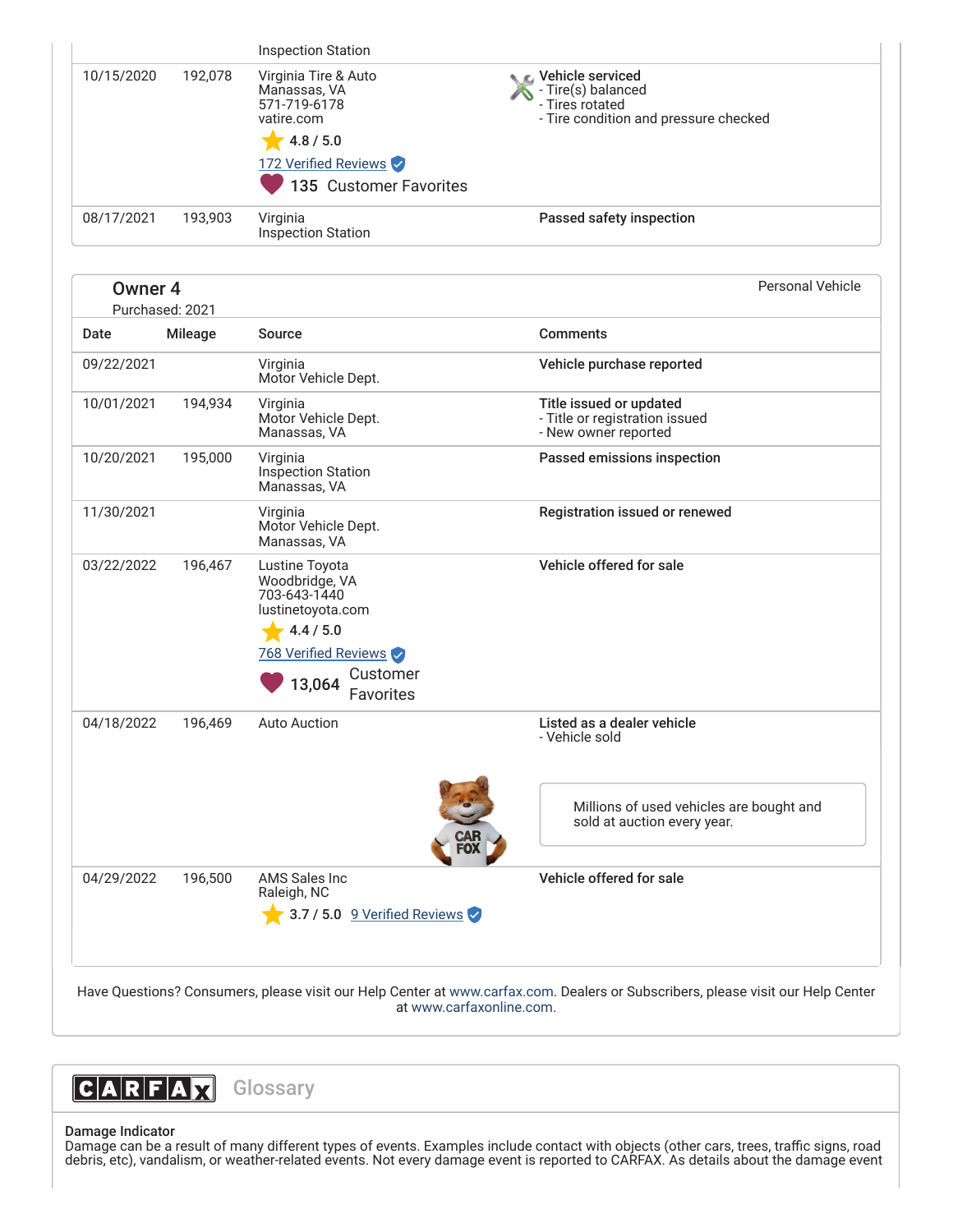| Date | Mileage | Source | Comments |
|---|---|---|---|
| | | Inspection Station | |
| 10/15/2020 | 192,078 | Virginia Tire & Auto<br>Manassas, VA<br>571-719-6178<br>vatire.com<br>4.8 / 5.0<br>172 Verified Reviews<br>135 Customer Favorites | **Vehicle serviced**<br>- Tire(s) balanced<br>- Tires rotated<br>- Tire condition and pressure checked |
| 08/17/2021 | 193,903 | Virginia<br>Inspection Station | **Passed safety inspection** |

## Owner 4

Purchased: 2021

Personal Vehicle

| Date | Mileage | Source | Comments |
|---|---|---|---|
| 09/22/2021 | | Virginia<br>Motor Vehicle Dept. | **Vehicle purchase reported** |
| 10/01/2021 | 194,934 | Virginia<br>Motor Vehicle Dept.<br>Manassas, VA | **Title issued or updated**<br>- Title or registration issued<br>- New owner reported |
| 10/20/2021 | 195,000 | Virginia<br>Inspection Station<br>Manassas, VA | **Passed emissions inspection** |
| 11/30/2021 | | Virginia<br>Motor Vehicle Dept.<br>Manassas, VA | **Registration issued or renewed** |
| 03/22/2022 | 196,467 | Lustine Toyota<br>Woodbridge, VA<br>703-643-1440<br>lustinetoyota.com<br>4.4 / 5.0<br>768 Verified Reviews<br>13,064 Customer Favorites | **Vehicle offered for sale** |
| 04/18/2022 | 196,469 | Auto Auction | **Listed as a dealer vehicle**<br>- Vehicle sold<br><br>Millions of used vehicles are bought and sold at auction every year. |
| 04/29/2022 | 196,500 | AMS Sales Inc<br>Raleigh, NC<br>3.7 / 5.0 9 Verified Reviews | **Vehicle offered for sale** |

Have Questions? Consumers, please visit our Help Center at www.carfax.com. Dealers or Subscribers, please visit our Help Center at www.carfaxonline.com.

## CARFAX Glossary

**Damage Indicator**

Damage can be a result of many different types of events. Examples include contact with objects (other cars, trees, traffic signs, road debris, etc), vandalism, or weather-related events. Not every damage event is reported to CARFAX. As details about the damage event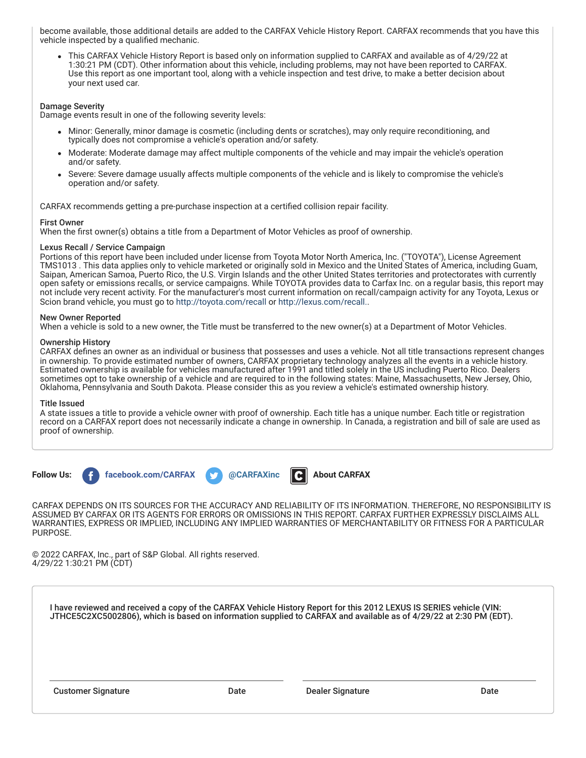become available, those additional details are added to the CARFAX Vehicle History Report. CARFAX recommends that you have this vehicle inspected by a qualified mechanic.

- This CARFAX Vehicle History Report is based only on information supplied to CARFAX and available as of 4/29/22 at 1:30:21 PM (CDT). Other information about this vehicle, including problems, may not have been reported to CARFAX. Use this report as one important tool, along with a vehicle inspection and test drive, to make a better decision about your next used car.

**Damage Severity**
Damage events result in one of the following severity levels:

- Minor: Generally, minor damage is cosmetic (including dents or scratches), may only require reconditioning, and typically does not compromise a vehicle's operation and/or safety.
- Moderate: Moderate damage may affect multiple components of the vehicle and may impair the vehicle's operation and/or safety.
- Severe: Severe damage usually affects multiple components of the vehicle and is likely to compromise the vehicle's operation and/or safety.

CARFAX recommends getting a pre-purchase inspection at a certified collision repair facility.

**First Owner**
When the first owner(s) obtains a title from a Department of Motor Vehicles as proof of ownership.

**Lexus Recall / Service Campaign**
Portions of this report have been included under license from Toyota Motor North America, Inc. ("TOYOTA"), License Agreement TMS1013 . This data applies only to vehicle marketed or originally sold in Mexico and the United States of America, including Guam, Saipan, American Samoa, Puerto Rico, the U.S. Virgin Islands and the other United States territories and protectorates with currently open safety or emissions recalls, or service campaigns. While TOYOTA provides data to Carfax Inc. on a regular basis, this report may not include very recent activity. For the manufacturer's most current information on recall/campaign activity for any Toyota, Lexus or Scion brand vehicle, you must go to http://toyota.com/recall or http://lexus.com/recall..

**New Owner Reported**
When a vehicle is sold to a new owner, the Title must be transferred to the new owner(s) at a Department of Motor Vehicles.

**Ownership History**
CARFAX defines an owner as an individual or business that possesses and uses a vehicle. Not all title transactions represent changes in ownership. To provide estimated number of owners, CARFAX proprietary technology analyzes all the events in a vehicle history. Estimated ownership is available for vehicles manufactured after 1991 and titled solely in the US including Puerto Rico. Dealers sometimes opt to take ownership of a vehicle and are required to in the following states: Maine, Massachusetts, New Jersey, Ohio, Oklahoma, Pennsylvania and South Dakota. Please consider this as you review a vehicle's estimated ownership history.

**Title Issued**
A state issues a title to provide a vehicle owner with proof of ownership. Each title has a unique number. Each title or registration record on a CARFAX report does not necessarily indicate a change in ownership. In Canada, a registration and bill of sale are used as proof of ownership.

**Follow Us:** facebook.com/CARFAX @CARFAXinc **About CARFAX**

CARFAX DEPENDS ON ITS SOURCES FOR THE ACCURACY AND RELIABILITY OF ITS INFORMATION. THEREFORE, NO RESPONSIBILITY IS ASSUMED BY CARFAX OR ITS AGENTS FOR ERRORS OR OMISSIONS IN THIS REPORT. CARFAX FURTHER EXPRESSLY DISCLAIMS ALL WARRANTIES, EXPRESS OR IMPLIED, INCLUDING ANY IMPLIED WARRANTIES OF MERCHANTABILITY OR FITNESS FOR A PARTICULAR PURPOSE.

© 2022 CARFAX, Inc., part of S&P Global. All rights reserved.
4/29/22 1:30:21 PM (CDT)

**I have reviewed and received a copy of the CARFAX Vehicle History Report for this 2012 LEXUS IS SERIES vehicle (VIN: JTHCE5C2XC5002806), which is based on information supplied to CARFAX and available as of 4/29/22 at 2:30 PM (EDT).**

**Customer Signature** **Date** **Dealer Signature** **Date**